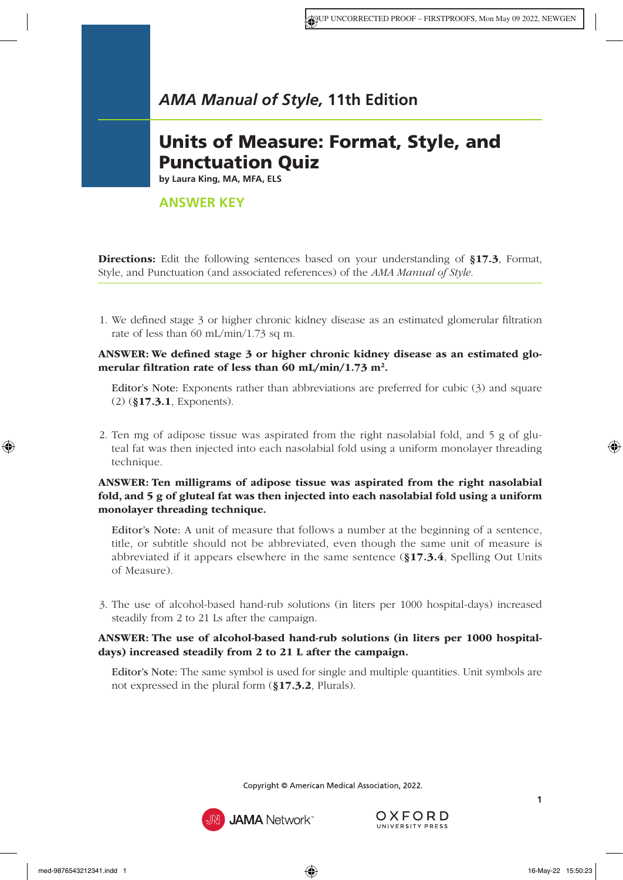*AMA Manual of Style,* 11th Edition

# Units of Measure: Format, Style, and Punctuation Quiz

**by Laura King, MA, MFA, ELS**

## ANSWER KEY

**Directions:** Edit the following sentences based on your understanding of **§17.3**, Format, Style, and Punctuation (and associated references) of the *AMA Manual of Style*.

1. We defined stage 3 or higher chronic kidney disease as an estimated glomerular filtration rate of less than 60 mL/min/1.73 sq m.

**ANSWER: We defined stage 3 or higher chronic kidney disease as an estimated glomerular filtration rate of less than 60 mL/min/1.73 m².**

Editor's Note: Exponents rather than abbreviations are preferred for cubic (3) and square (2) (**§17.3.1**, Exponents).

2. Ten mg of adipose tissue was aspirated from the right nasolabial fold, and 5 g of gluteal fat was then injected into each nasolabial fold using a uniform monolayer threading technique.

**ANSWER: Ten milligrams of adipose tissue was aspirated from the right nasolabial fold, and 5 g of gluteal fat was then injected into each nasolabial fold using a uniform monolayer threading technique.**

Editor's Note: A unit of measure that follows a number at the beginning of a sentence, title, or subtitle should not be abbreviated, even though the same unit of measure is abbreviated if it appears elsewhere in the same sentence (**§17.3.4**, Spelling Out Units of Measure).

3. The use of alcohol-based hand-rub solutions (in liters per 1000 hospital-days) increased steadily from 2 to 21 Ls after the campaign.

**ANSWER: The use of alcohol-based hand-rub solutions (in liters per 1000 hospital-days) increased steadily from 2 to 21 L after the campaign.**

Editor's Note: The same symbol is used for single and multiple quantities. Unit symbols are not expressed in the plural form (**§17.3.2**, Plurals).

Copyright © American Medical Association, 2022.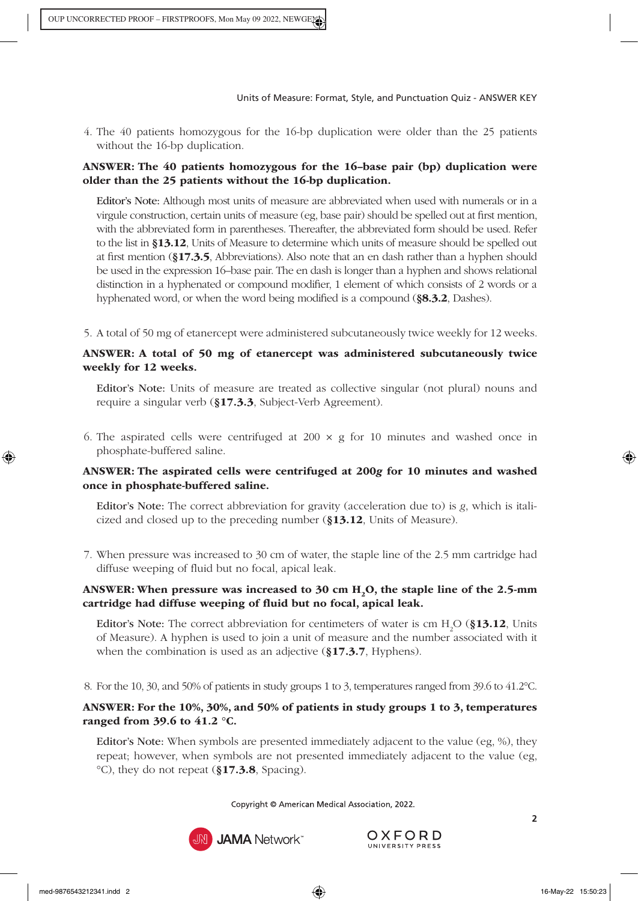4. The 40 patients homozygous for the 16-bp duplication were older than the 25 patients without the 16-bp duplication.

**ANSWER: The 40 patients homozygous for the 16–base pair (bp) duplication were older than the 25 patients without the 16-bp duplication.**

Editor's Note: Although most units of measure are abbreviated when used with numerals or in a virgule construction, certain units of measure (eg, base pair) should be spelled out at first mention, with the abbreviated form in parentheses. Thereafter, the abbreviated form should be used. Refer to the list in **§13.12**, Units of Measure to determine which units of measure should be spelled out at first mention (**§17.3.5**, Abbreviations). Also note that an en dash rather than a hyphen should be used in the expression 16–base pair. The en dash is longer than a hyphen and shows relational distinction in a hyphenated or compound modifier, 1 element of which consists of 2 words or a hyphenated word, or when the word being modified is a compound (**§8.3.2**, Dashes).

5. A total of 50 mg of etanercept were administered subcutaneously twice weekly for 12 weeks.

**ANSWER: A total of 50 mg of etanercept was administered subcutaneously twice weekly for 12 weeks.**

Editor's Note: Units of measure are treated as collective singular (not plural) nouns and require a singular verb (**§17.3.3**, Subject-Verb Agreement).

6. The aspirated cells were centrifuged at 200 × g for 10 minutes and washed once in phosphate-buffered saline.

**ANSWER: The aspirated cells were centrifuged at 200*g* for 10 minutes and washed once in phosphate-buffered saline.**

Editor's Note: The correct abbreviation for gravity (acceleration due to) is *g*, which is italicized and closed up to the preceding number (**§13.12**, Units of Measure).

7. When pressure was increased to 30 cm of water, the staple line of the 2.5 mm cartridge had diffuse weeping of fluid but no focal, apical leak.

**ANSWER: When pressure was increased to 30 cm $H_2O$, the staple line of the 2.5-mm cartridge had diffuse weeping of fluid but no focal, apical leak.**

Editor's Note: The correct abbreviation for centimeters of water is cm $H_2O$ (**§13.12**, Units of Measure). A hyphen is used to join a unit of measure and the number associated with it when the combination is used as an adjective (**§17.3.7**, Hyphens).

8. For the 10, 30, and 50% of patients in study groups 1 to 3, temperatures ranged from 39.6 to 41.2°C.

**ANSWER: For the 10%, 30%, and 50% of patients in study groups 1 to 3, temperatures ranged from 39.6 to 41.2 °C.**

Editor's Note: When symbols are presented immediately adjacent to the value (eg, %), they repeat; however, when symbols are not presented immediately adjacent to the value (eg, °C), they do not repeat (**§17.3.8**, Spacing).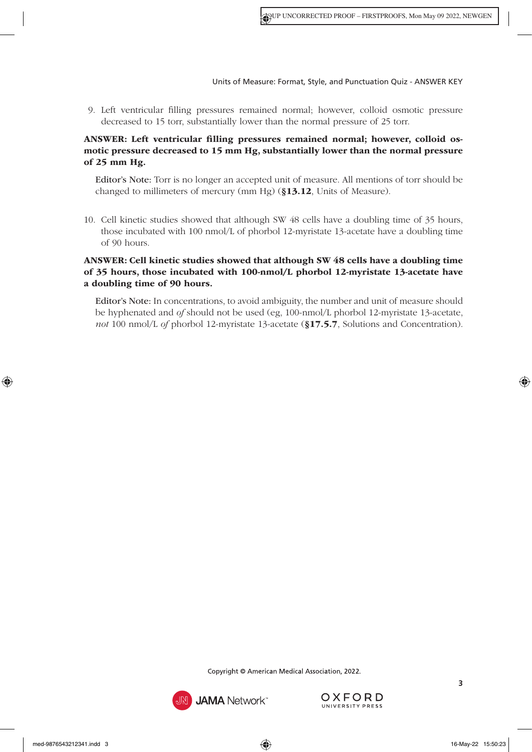9. Left ventricular filling pressures remained normal; however, colloid osmotic pressure decreased to 15 torr, substantially lower than the normal pressure of 25 torr.

**ANSWER: Left ventricular filling pressures remained normal; however, colloid osmotic pressure decreased to 15 mm Hg, substantially lower than the normal pressure of 25 mm Hg.**

Editor's Note: Torr is no longer an accepted unit of measure. All mentions of torr should be changed to millimeters of mercury (mm Hg) (**§13.12**, Units of Measure).

10. Cell kinetic studies showed that although SW 48 cells have a doubling time of 35 hours, those incubated with 100 nmol/L of phorbol 12-myristate 13-acetate have a doubling time of 90 hours.

**ANSWER: Cell kinetic studies showed that although SW 48 cells have a doubling time of 35 hours, those incubated with 100-nmol/L phorbol 12-myristate 13-acetate have a doubling time of 90 hours.**

Editor's Note: In concentrations, to avoid ambiguity, the number and unit of measure should be hyphenated and *of* should not be used (eg, 100-nmol/L phorbol 12-myristate 13-acetate, *not* 100 nmol/L *of* phorbol 12-myristate 13-acetate (**§17.5.7**, Solutions and Concentration).

Copyright © American Medical Association, 2022.